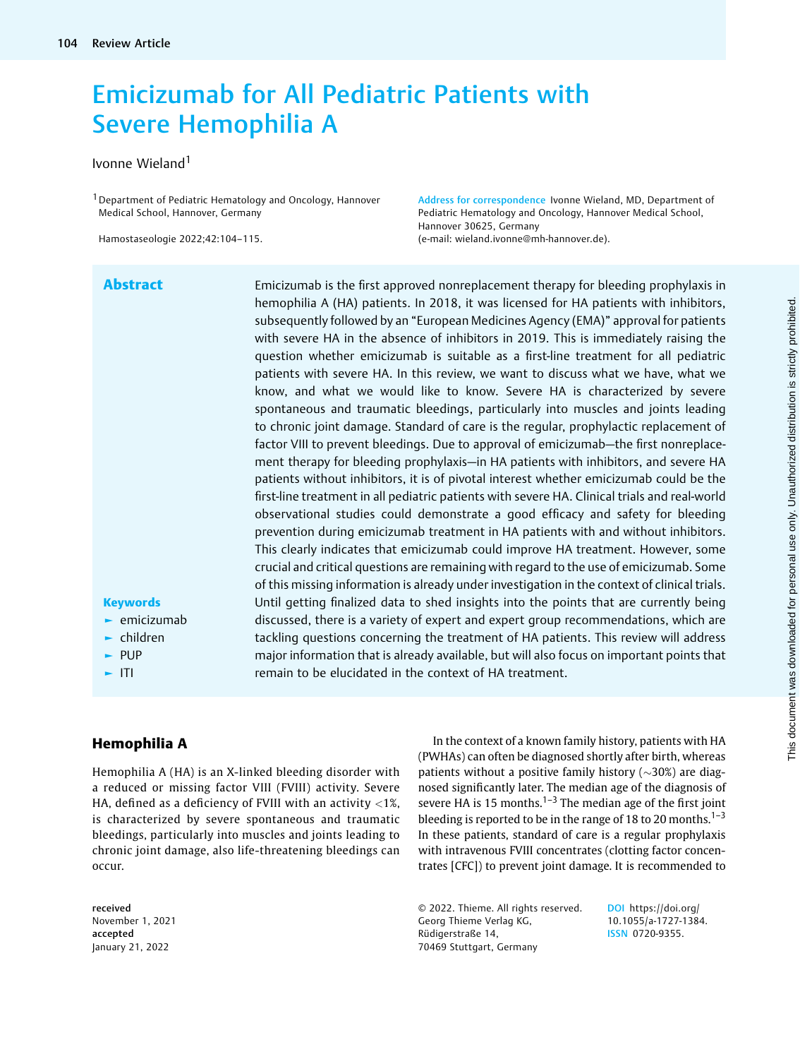# Emicizumab for All Pediatric Patients with Severe Hemophilia A

Ivonne Wieland[1]

[1] Department of Pediatric Hematology and Oncology, Hannover Medical School, Hannover, Germany

Hamostaseologie 2022;42:104–115.

**Address for correspondence** Ivonne Wieland, MD, Department of Pediatric Hematology and Oncology, Hannover Medical School, Hannover 30625, Germany (e-mail: wieland.ivonne@mh-hannover.de).

## Abstract

Emicizumab is the first approved nonreplacement therapy for bleeding prophylaxis in hemophilia A (HA) patients. In 2018, it was licensed for HA patients with inhibitors, subsequently followed by an "European Medicines Agency (EMA)" approval for patients with severe HA in the absence of inhibitors in 2019. This is immediately raising the question whether emicizumab is suitable as a first-line treatment for all pediatric patients with severe HA. In this review, we want to discuss what we have, what we know, and what we would like to know. Severe HA is characterized by severe spontaneous and traumatic bleedings, particularly into muscles and joints leading to chronic joint damage. Standard of care is the regular, prophylactic replacement of factor VIII to prevent bleedings. Due to approval of emicizumab—the first nonreplacement therapy for bleeding prophylaxis—in HA patients with inhibitors, and severe HA patients without inhibitors, it is of pivotal interest whether emicizumab could be the first-line treatment in all pediatric patients with severe HA. Clinical trials and real-world observational studies could demonstrate a good efficacy and safety for bleeding prevention during emicizumab treatment in HA patients with and without inhibitors. This clearly indicates that emicizumab could improve HA treatment. However, some crucial and critical questions are remaining with regard to the use of emicizumab. Some of this missing information is already under investigation in the context of clinical trials. Until getting finalized data to shed insights into the points that are currently being discussed, there is a variety of expert and expert group recommendations, which are tackling questions concerning the treatment of HA patients. This review will address major information that is already available, but will also focus on important points that remain to be elucidated in the context of HA treatment.

**Keywords**

- emicizumab
- children
- PUP
- ITI

## Hemophilia A

Hemophilia A (HA) is an X-linked bleeding disorder with a reduced or missing factor VIII (FVIII) activity. Severe HA, defined as a deficiency of FVIII with an activity <1%, is characterized by severe spontaneous and traumatic bleedings, particularly into muscles and joints leading to chronic joint damage, also life-threatening bleedings can occur.

In the context of a known family history, patients with HA (PWHAs) can often be diagnosed shortly after birth, whereas patients without a positive family history (~30%) are diagnosed significantly later. The median age of the diagnosis of severe HA is 15 months.[1–3] The median age of the first joint bleeding is reported to be in the range of 18 to 20 months.[1–3] In these patients, standard of care is a regular prophylaxis with intravenous FVIII concentrates (clotting factor concentrates [CFC]) to prevent joint damage. It is recommended to

received November 1, 2021
accepted January 21, 2022

© 2022. Thieme. All rights reserved.
Georg Thieme Verlag KG,
Rüdigerstraße 14,
70469 Stuttgart, Germany

DOI https://doi.org/10.1055/a-1727-1384.
ISSN 0720-9355.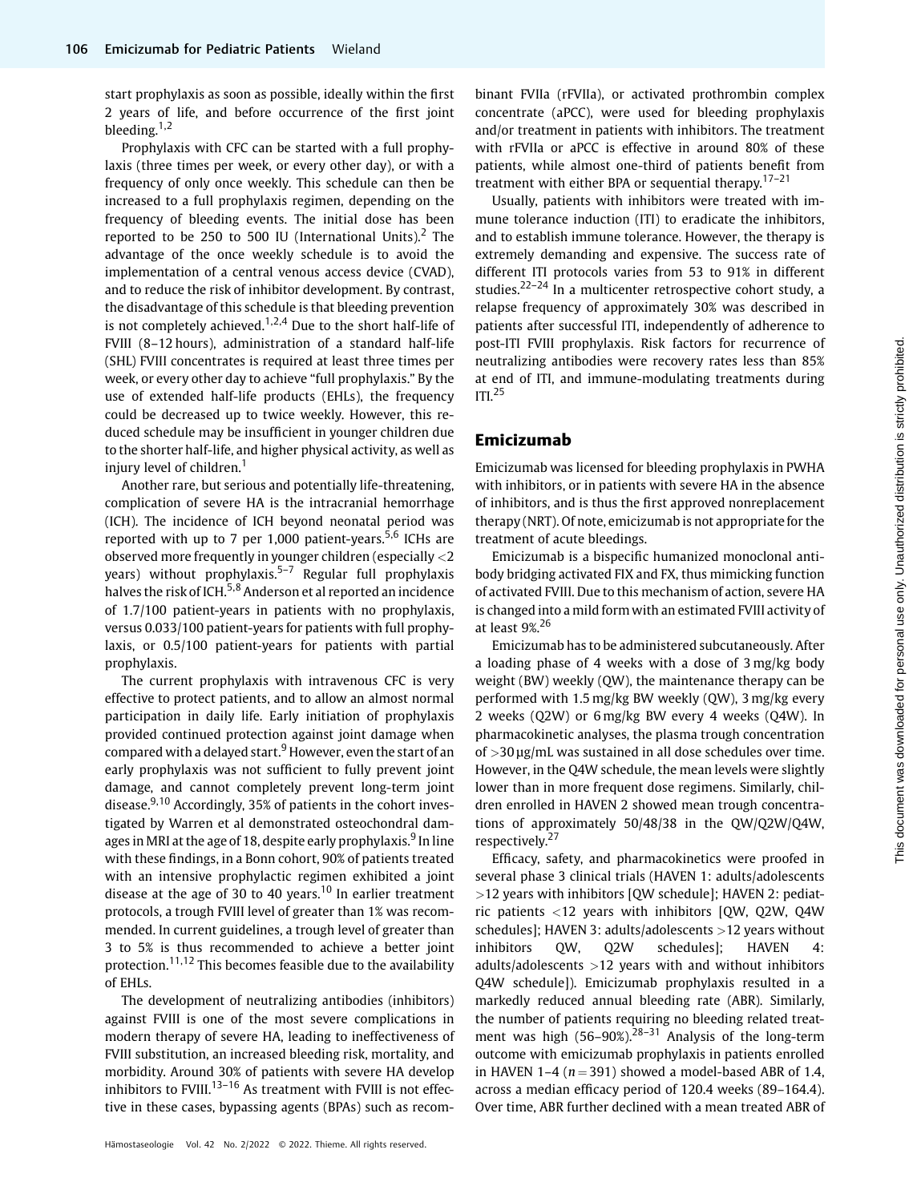start prophylaxis as soon as possible, ideally within the first 2 years of life, and before occurrence of the first joint bleeding.[1,2]

Prophylaxis with CFC can be started with a full prophylaxis (three times per week, or every other day), or with a frequency of only once weekly. This schedule can then be increased to a full prophylaxis regimen, depending on the frequency of bleeding events. The initial dose has been reported to be 250 to 500 IU (International Units).[2] The advantage of the once weekly schedule is to avoid the implementation of a central venous access device (CVAD), and to reduce the risk of inhibitor development. By contrast, the disadvantage of this schedule is that bleeding prevention is not completely achieved.[1,2,4] Due to the short half-life of FVIII (8–12 hours), administration of a standard half-life (SHL) FVIII concentrates is required at least three times per week, or every other day to achieve "full prophylaxis." By the use of extended half-life products (EHLs), the frequency could be decreased up to twice weekly. However, this reduced schedule may be insufficient in younger children due to the shorter half-life, and higher physical activity, as well as injury level of children.[1]

Another rare, but serious and potentially life-threatening, complication of severe HA is the intracranial hemorrhage (ICH). The incidence of ICH beyond neonatal period was reported with up to 7 per 1,000 patient-years.[5,6] ICHs are observed more frequently in younger children (especially <2 years) without prophylaxis.[5–7] Regular full prophylaxis halves the risk of ICH.[5,8] Anderson et al reported an incidence of 1.7/100 patient-years in patients with no prophylaxis, versus 0.033/100 patient-years for patients with full prophylaxis, or 0.5/100 patient-years for patients with partial prophylaxis.

The current prophylaxis with intravenous CFC is very effective to protect patients, and to allow an almost normal participation in daily life. Early initiation of prophylaxis provided continued protection against joint damage when compared with a delayed start.[9] However, even the start of an early prophylaxis was not sufficient to fully prevent joint damage, and cannot completely prevent long-term joint disease.[9,10] Accordingly, 35% of patients in the cohort investigated by Warren et al demonstrated osteochondral damages in MRI at the age of 18, despite early prophylaxis.[9] In line with these findings, in a Bonn cohort, 90% of patients treated with an intensive prophylactic regimen exhibited a joint disease at the age of 30 to 40 years.[10] In earlier treatment protocols, a trough FVIII level of greater than 1% was recommended. In current guidelines, a trough level of greater than 3 to 5% is thus recommended to achieve a better joint protection.[11,12] This becomes feasible due to the availability of EHLs.

The development of neutralizing antibodies (inhibitors) against FVIII is one of the most severe complications in modern therapy of severe HA, leading to ineffectiveness of FVIII substitution, an increased bleeding risk, mortality, and morbidity. Around 30% of patients with severe HA develop inhibitors to FVIII.[13–16] As treatment with FVIII is not effective in these cases, bypassing agents (BPAs) such as recombinant FVIIa (rFVIIa), or activated prothrombin complex concentrate (aPCC), were used for bleeding prophylaxis and/or treatment in patients with inhibitors. The treatment with rFVIIa or aPCC is effective in around 80% of these patients, while almost one-third of patients benefit from treatment with either BPA or sequential therapy.[17–21]

Usually, patients with inhibitors were treated with immune tolerance induction (ITI) to eradicate the inhibitors, and to establish immune tolerance. However, the therapy is extremely demanding and expensive. The success rate of different ITI protocols varies from 53 to 91% in different studies.[22–24] In a multicenter retrospective cohort study, a relapse frequency of approximately 30% was described in patients after successful ITI, independently of adherence to post-ITI FVIII prophylaxis. Risk factors for recurrence of neutralizing antibodies were recovery rates less than 85% at end of ITI, and immune-modulating treatments during ITI.[25]

## Emicizumab

Emicizumab was licensed for bleeding prophylaxis in PWHA with inhibitors, or in patients with severe HA in the absence of inhibitors, and is thus the first approved nonreplacement therapy (NRT). Of note, emicizumab is not appropriate for the treatment of acute bleedings.

Emicizumab is a bispecific humanized monoclonal antibody bridging activated FIX and FX, thus mimicking function of activated FVIII. Due to this mechanism of action, severe HA is changed into a mild form with an estimated FVIII activity of at least 9%.[26]

Emicizumab has to be administered subcutaneously. After a loading phase of 4 weeks with a dose of 3 mg/kg body weight (BW) weekly (QW), the maintenance therapy can be performed with 1.5 mg/kg BW weekly (QW), 3 mg/kg every 2 weeks (Q2W) or 6 mg/kg BW every 4 weeks (Q4W). In pharmacokinetic analyses, the plasma trough concentration of >30 µg/mL was sustained in all dose schedules over time. However, in the Q4W schedule, the mean levels were slightly lower than in more frequent dose regimens. Similarly, children enrolled in HAVEN 2 showed mean trough concentrations of approximately 50/48/38 in the QW/Q2W/Q4W, respectively.[27]

Efficacy, safety, and pharmacokinetics were proofed in several phase 3 clinical trials (HAVEN 1: adults/adolescents >12 years with inhibitors [QW schedule]; HAVEN 2: pediatric patients <12 years with inhibitors [QW, Q2W, Q4W schedules]; HAVEN 3: adults/adolescents >12 years without inhibitors QW, Q2W schedules]; HAVEN 4: adults/adolescents >12 years with and without inhibitors Q4W schedule]). Emicizumab prophylaxis resulted in a markedly reduced annual bleeding rate (ABR). Similarly, the number of patients requiring no bleeding related treatment was high (56–90%).[28–31] Analysis of the long-term outcome with emicizumab prophylaxis in patients enrolled in HAVEN 1–4 ($n = 391$) showed a model-based ABR of 1.4, across a median efficacy period of 120.4 weeks (89–164.4). Over time, ABR further declined with a mean treated ABR of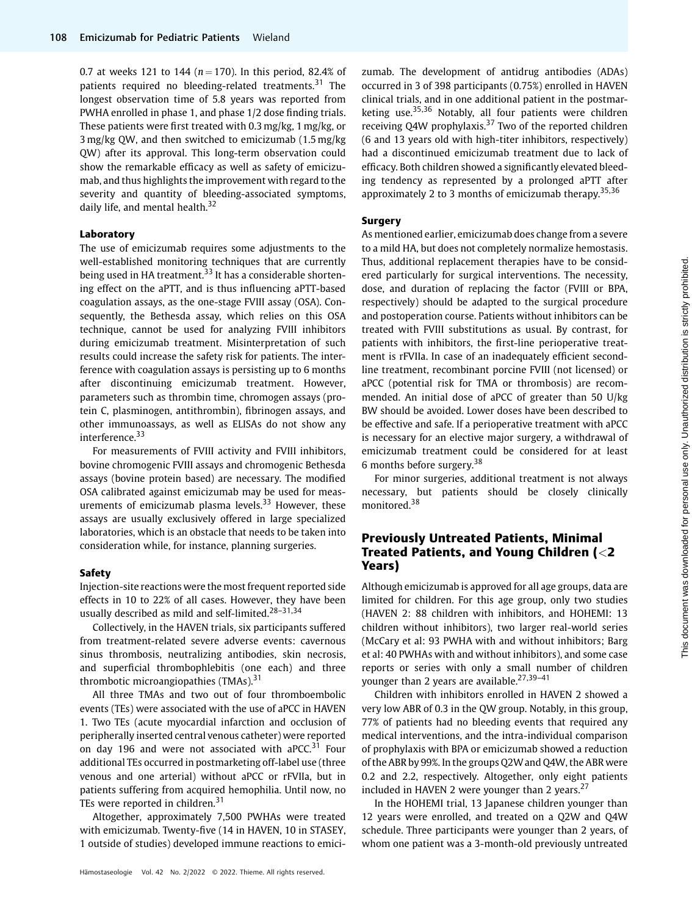0.7 at weeks 121 to 144 ($n = 170$). In this period, 82.4% of patients required no bleeding-related treatments.[31] The longest observation time of 5.8 years was reported from PWHA enrolled in phase 1, and phase 1/2 dose finding trials. These patients were first treated with 0.3 mg/kg, 1 mg/kg, or 3 mg/kg QW, and then switched to emicizumab (1.5 mg/kg QW) after its approval. This long-term observation could show the remarkable efficacy as well as safety of emicizumab, and thus highlights the improvement with regard to the severity and quantity of bleeding-associated symptoms, daily life, and mental health.[32]

#### Laboratory

The use of emicizumab requires some adjustments to the well-established monitoring techniques that are currently being used in HA treatment.[33] It has a considerable shortening effect on the aPTT, and is thus influencing aPTT-based coagulation assays, as the one-stage FVIII assay (OSA). Consequently, the Bethesda assay, which relies on this OSA technique, cannot be used for analyzing FVIII inhibitors during emicizumab treatment. Misinterpretation of such results could increase the safety risk for patients. The interference with coagulation assays is persisting up to 6 months after discontinuing emicizumab treatment. However, parameters such as thrombin time, chromogen assays (protein C, plasminogen, antithrombin), fibrinogen assays, and other immunoassays, as well as ELISAs do not show any interference.[33]

For measurements of FVIII activity and FVIII inhibitors, bovine chromogenic FVIII assays and chromogenic Bethesda assays (bovine protein based) are necessary. The modified OSA calibrated against emicizumab may be used for measurements of emicizumab plasma levels.[33] However, these assays are usually exclusively offered in large specialized laboratories, which is an obstacle that needs to be taken into consideration while, for instance, planning surgeries.

#### Safety

Injection-site reactions were the most frequent reported side effects in 10 to 22% of all cases. However, they have been usually described as mild and self-limited.[28–31,34]

Collectively, in the HAVEN trials, six participants suffered from treatment-related severe adverse events: cavernous sinus thrombosis, neutralizing antibodies, skin necrosis, and superficial thrombophlebitis (one each) and three thrombotic microangiopathies (TMAs).[31]

All three TMAs and two out of four thromboembolic events (TEs) were associated with the use of aPCC in HAVEN 1. Two TEs (acute myocardial infarction and occlusion of peripherally inserted central venous catheter) were reported on day 196 and were not associated with aPCC.[31] Four additional TEs occurred in postmarketing off-label use (three venous and one arterial) without aPCC or rFVIIa, but in patients suffering from acquired hemophilia. Until now, no TEs were reported in children.[31]

Altogether, approximately 7,500 PWHAs were treated with emicizumab. Twenty-five (14 in HAVEN, 10 in STASEY, 1 outside of studies) developed immune reactions to emicizumab. The development of antidrug antibodies (ADAs) occurred in 3 of 398 participants (0.75%) enrolled in HAVEN clinical trials, and in one additional patient in the postmarketing use.[35,36] Notably, all four patients were children receiving Q4W prophylaxis.[37] Two of the reported children (6 and 13 years old with high-titer inhibitors, respectively) had a discontinued emicizumab treatment due to lack of efficacy. Both children showed a significantly elevated bleeding tendency as represented by a prolonged aPTT after approximately 2 to 3 months of emicizumab therapy.[35,36]

#### Surgery

As mentioned earlier, emicizumab does change from a severe to a mild HA, but does not completely normalize hemostasis. Thus, additional replacement therapies have to be considered particularly for surgical interventions. The necessity, dose, and duration of replacing the factor (FVIII or BPA, respectively) should be adapted to the surgical procedure and postoperation course. Patients without inhibitors can be treated with FVIII substitutions as usual. By contrast, for patients with inhibitors, the first-line perioperative treatment is rFVIIa. In case of an inadequately efficient second-line treatment, recombinant porcine FVIII (not licensed) or aPCC (potential risk for TMA or thrombosis) are recommended. An initial dose of aPCC of greater than 50 U/kg BW should be avoided. Lower doses have been described to be effective and safe. If a perioperative treatment with aPCC is necessary for an elective major surgery, a withdrawal of emicizumab treatment could be considered for at least 6 months before surgery.[38]

For minor surgeries, additional treatment is not always necessary, but patients should be closely clinically monitored.[38]

## Previously Untreated Patients, Minimal Treated Patients, and Young Children (<2 Years)

Although emicizumab is approved for all age groups, data are limited for children. For this age group, only two studies (HAVEN 2: 88 children with inhibitors, and HOHEMI: 13 children without inhibitors), two larger real-world series (McCary et al: 93 PWHA with and without inhibitors; Barg et al: 40 PWHAs with and without inhibitors), and some case reports or series with only a small number of children younger than 2 years are available.[27,39–41]

Children with inhibitors enrolled in HAVEN 2 showed a very low ABR of 0.3 in the QW group. Notably, in this group, 77% of patients had no bleeding events that required any medical interventions, and the intra-individual comparison of prophylaxis with BPA or emicizumab showed a reduction of the ABR by 99%. In the groups Q2W and Q4W, the ABR were 0.2 and 2.2, respectively. Altogether, only eight patients included in HAVEN 2 were younger than 2 years.[27]

In the HOHEMI trial, 13 Japanese children younger than 12 years were enrolled, and treated on a Q2W and Q4W schedule. Three participants were younger than 2 years, of whom one patient was a 3-month-old previously untreated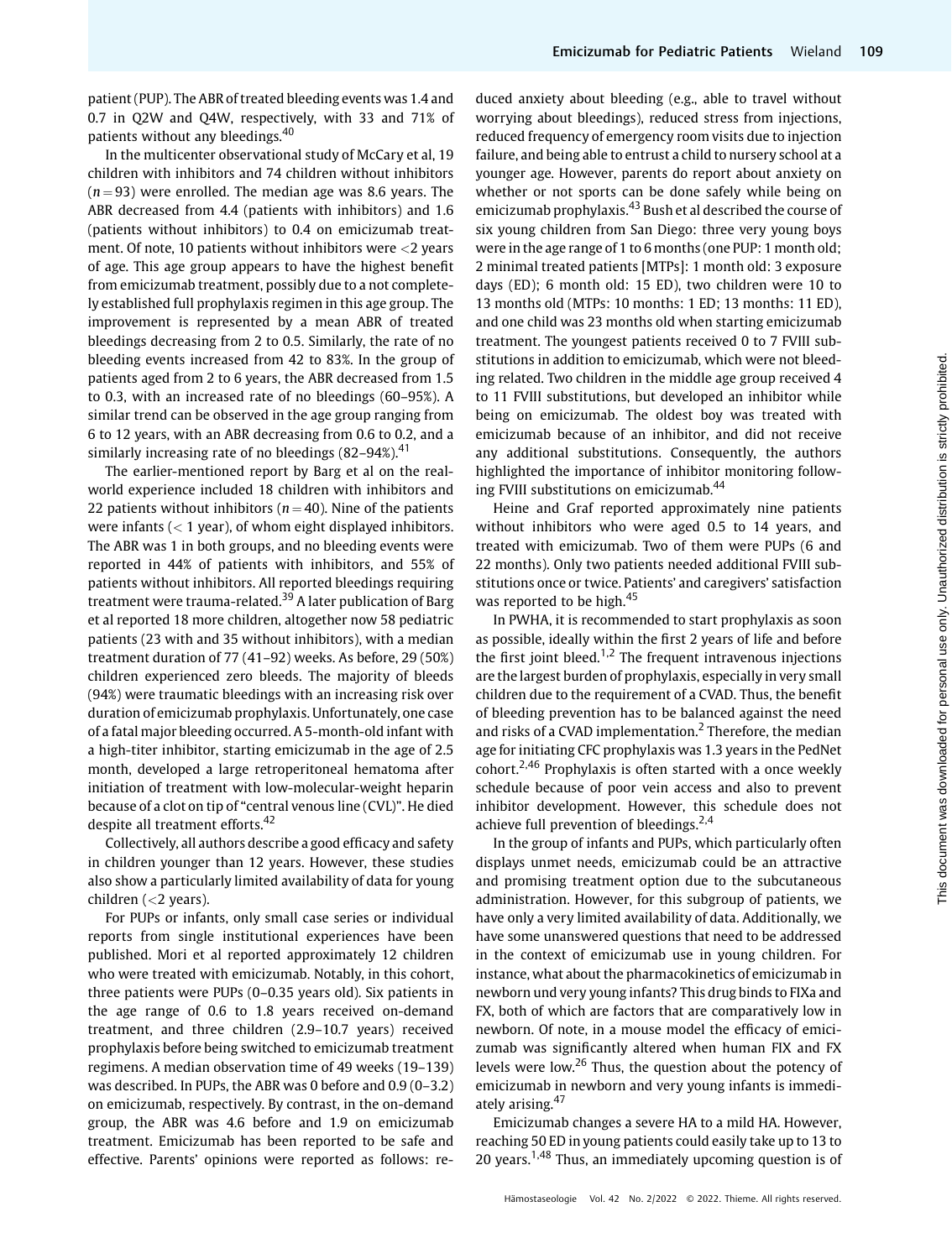patient (PUP). The ABR of treated bleeding events was 1.4 and 0.7 in Q2W and Q4W, respectively, with 33 and 71% of patients without any bleedings.[40]

In the multicenter observational study of McCary et al, 19 children with inhibitors and 74 children without inhibitors ($n = 93$) were enrolled. The median age was 8.6 years. The ABR decreased from 4.4 (patients with inhibitors) and 1.6 (patients without inhibitors) to 0.4 on emicizumab treatment. Of note, 10 patients without inhibitors were <2 years of age. This age group appears to have the highest benefit from emicizumab treatment, possibly due to a not completely established full prophylaxis regimen in this age group. The improvement is represented by a mean ABR of treated bleedings decreasing from 2 to 0.5. Similarly, the rate of no bleeding events increased from 42 to 83%. In the group of patients aged from 2 to 6 years, the ABR decreased from 1.5 to 0.3, with an increased rate of no bleedings (60–95%). A similar trend can be observed in the age group ranging from 6 to 12 years, with an ABR decreasing from 0.6 to 0.2, and a similarly increasing rate of no bleedings (82–94%).[41]

The earlier-mentioned report by Barg et al on the real-world experience included 18 children with inhibitors and 22 patients without inhibitors ($n = 40$). Nine of the patients were infants (< 1 year), of whom eight displayed inhibitors. The ABR was 1 in both groups, and no bleeding events were reported in 44% of patients with inhibitors, and 55% of patients without inhibitors. All reported bleedings requiring treatment were trauma-related.[39] A later publication of Barg et al reported 18 more children, altogether now 58 pediatric patients (23 with and 35 without inhibitors), with a median treatment duration of 77 (41–92) weeks. As before, 29 (50%) children experienced zero bleeds. The majority of bleeds (94%) were traumatic bleedings with an increasing risk over duration of emicizumab prophylaxis. Unfortunately, one case of a fatal major bleeding occurred. A 5-month-old infant with a high-titer inhibitor, starting emicizumab in the age of 2.5 month, developed a large retroperitoneal hematoma after initiation of treatment with low-molecular-weight heparin because of a clot on tip of "central venous line (CVL)". He died despite all treatment efforts.[42]

Collectively, all authors describe a good efficacy and safety in children younger than 12 years. However, these studies also show a particularly limited availability of data for young children (<2 years).

For PUPs or infants, only small case series or individual reports from single institutional experiences have been published. Mori et al reported approximately 12 children who were treated with emicizumab. Notably, in this cohort, three patients were PUPs (0–0.35 years old). Six patients in the age range of 0.6 to 1.8 years received on-demand treatment, and three children (2.9–10.7 years) received prophylaxis before being switched to emicizumab treatment regimens. A median observation time of 49 weeks (19–139) was described. In PUPs, the ABR was 0 before and 0.9 (0–3.2) on emicizumab, respectively. By contrast, in the on-demand group, the ABR was 4.6 before and 1.9 on emicizumab treatment. Emicizumab has been reported to be safe and effective. Parents' opinions were reported as follows: reduced anxiety about bleeding (e.g., able to travel without worrying about bleedings), reduced stress from injections, reduced frequency of emergency room visits due to injection failure, and being able to entrust a child to nursery school at a younger age. However, parents do report about anxiety on whether or not sports can be done safely while being on emicizumab prophylaxis.[43] Bush et al described the course of six young children from San Diego: three very young boys were in the age range of 1 to 6 months (one PUP: 1 month old; 2 minimal treated patients [MTPs]: 1 month old: 3 exposure days (ED); 6 month old: 15 ED), two children were 10 to 13 months old (MTPs: 10 months: 1 ED; 13 months: 11 ED), and one child was 23 months old when starting emicizumab treatment. The youngest patients received 0 to 7 FVIII substitutions in addition to emicizumab, which were not bleeding related. Two children in the middle age group received 4 to 11 FVIII substitutions, but developed an inhibitor while being on emicizumab. The oldest boy was treated with emicizumab because of an inhibitor, and did not receive any additional substitutions. Consequently, the authors highlighted the importance of inhibitor monitoring following FVIII substitutions on emicizumab.[44]

Heine and Graf reported approximately nine patients without inhibitors who were aged 0.5 to 14 years, and treated with emicizumab. Two of them were PUPs (6 and 22 months). Only two patients needed additional FVIII substitutions once or twice. Patients' and caregivers' satisfaction was reported to be high.[45]

In PWHA, it is recommended to start prophylaxis as soon as possible, ideally within the first 2 years of life and before the first joint bleed.[1,2] The frequent intravenous injections are the largest burden of prophylaxis, especially in very small children due to the requirement of a CVAD. Thus, the benefit of bleeding prevention has to be balanced against the need and risks of a CVAD implementation.[2] Therefore, the median age for initiating CFC prophylaxis was 1.3 years in the PedNet cohort.[2,46] Prophylaxis is often started with a once weekly schedule because of poor vein access and also to prevent inhibitor development. However, this schedule does not achieve full prevention of bleedings.[2,4]

In the group of infants and PUPs, which particularly often displays unmet needs, emicizumab could be an attractive and promising treatment option due to the subcutaneous administration. However, for this subgroup of patients, we have only a very limited availability of data. Additionally, we have some unanswered questions that need to be addressed in the context of emicizumab use in young children. For instance, what about the pharmacokinetics of emicizumab in newborn und very young infants? This drug binds to FIXa and FX, both of which are factors that are comparatively low in newborn. Of note, in a mouse model the efficacy of emicizumab was significantly altered when human FIX and FX levels were low.[26] Thus, the question about the potency of emicizumab in newborn and very young infants is immediately arising.[47]

Emicizumab changes a severe HA to a mild HA. However, reaching 50 ED in young patients could easily take up to 13 to 20 years.[1,48] Thus, an immediately upcoming question is of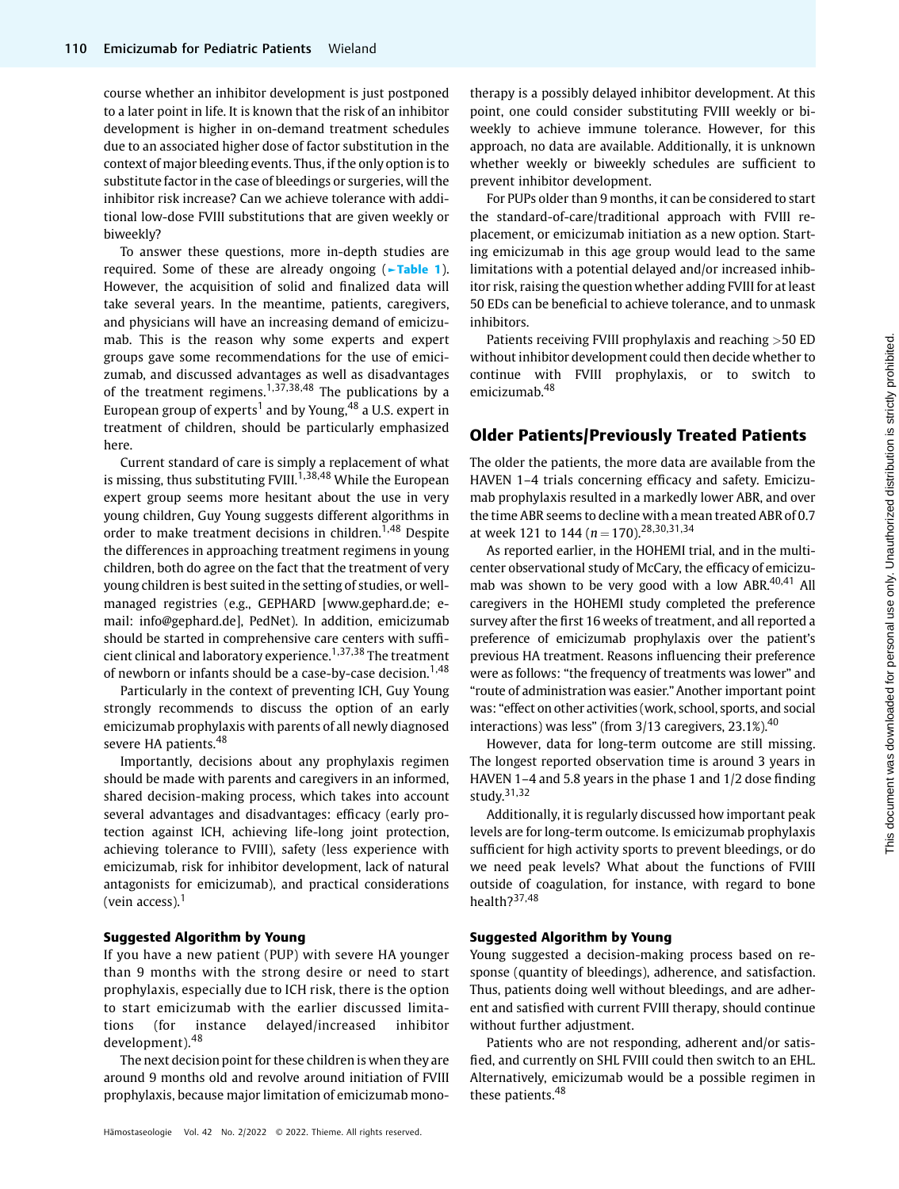course whether an inhibitor development is just postponed to a later point in life. It is known that the risk of an inhibitor development is higher in on-demand treatment schedules due to an associated higher dose of factor substitution in the context of major bleeding events. Thus, if the only option is to substitute factor in the case of bleedings or surgeries, will the inhibitor risk increase? Can we achieve tolerance with additional low-dose FVIII substitutions that are given weekly or biweekly?

To answer these questions, more in-depth studies are required. Some of these are already ongoing (►Table 1). However, the acquisition of solid and finalized data will take several years. In the meantime, patients, caregivers, and physicians will have an increasing demand of emicizumab. This is the reason why some experts and expert groups gave some recommendations for the use of emicizumab, and discussed advantages as well as disadvantages of the treatment regimens.[1,37,38,48] The publications by a European group of experts[1] and by Young,[48] a U.S. expert in treatment of children, should be particularly emphasized here.

Current standard of care is simply a replacement of what is missing, thus substituting FVIII.[1,38,48] While the European expert group seems more hesitant about the use in very young children, Guy Young suggests different algorithms in order to make treatment decisions in children.[1,48] Despite the differences in approaching treatment regimens in young children, both do agree on the fact that the treatment of very young children is best suited in the setting of studies, or well-managed registries (e.g., GEPHARD [www.gephard.de; e-mail: info@gephard.de], PedNet). In addition, emicizumab should be started in comprehensive care centers with sufficient clinical and laboratory experience.[1,37,38] The treatment of newborn or infants should be a case-by-case decision.[1,48]

Particularly in the context of preventing ICH, Guy Young strongly recommends to discuss the option of an early emicizumab prophylaxis with parents of all newly diagnosed severe HA patients.[48]

Importantly, decisions about any prophylaxis regimen should be made with parents and caregivers in an informed, shared decision-making process, which takes into account several advantages and disadvantages: efficacy (early protection against ICH, achieving life-long joint protection, achieving tolerance to FVIII), safety (less experience with emicizumab, risk for inhibitor development, lack of natural antagonists for emicizumab), and practical considerations (vein access).[1]

#### Suggested Algorithm by Young

If you have a new patient (PUP) with severe HA younger than 9 months with the strong desire or need to start prophylaxis, especially due to ICH risk, there is the option to start emicizumab with the earlier discussed limitations (for instance delayed/increased inhibitor development).[48]

The next decision point for these children is when they are around 9 months old and revolve around initiation of FVIII prophylaxis, because major limitation of emicizumab monotherapy is a possibly delayed inhibitor development. At this point, one could consider substituting FVIII weekly or biweekly to achieve immune tolerance. However, for this approach, no data are available. Additionally, it is unknown whether weekly or biweekly schedules are sufficient to prevent inhibitor development.

For PUPs older than 9 months, it can be considered to start the standard-of-care/traditional approach with FVIII replacement, or emicizumab initiation as a new option. Starting emicizumab in this age group would lead to the same limitations with a potential delayed and/or increased inhibitor risk, raising the question whether adding FVIII for at least 50 EDs can be beneficial to achieve tolerance, and to unmask inhibitors.

Patients receiving FVIII prophylaxis and reaching >50 ED without inhibitor development could then decide whether to continue with FVIII prophylaxis, or to switch to emicizumab.[48]

## Older Patients/Previously Treated Patients

The older the patients, the more data are available from the HAVEN 1–4 trials concerning efficacy and safety. Emicizumab prophylaxis resulted in a markedly lower ABR, and over the time ABR seems to decline with a mean treated ABR of 0.7 at week 121 to 144 ($n = 170$).[28,30,31,34]

As reported earlier, in the HOHEMI trial, and in the multicenter observational study of McCary, the efficacy of emicizumab was shown to be very good with a low ABR.[40,41] All caregivers in the HOHEMI study completed the preference survey after the first 16 weeks of treatment, and all reported a preference of emicizumab prophylaxis over the patient's previous HA treatment. Reasons influencing their preference were as follows: "the frequency of treatments was lower" and "route of administration was easier." Another important point was: "effect on other activities (work, school, sports, and social interactions) was less" (from 3/13 caregivers, 23.1%).[40]

However, data for long-term outcome are still missing. The longest reported observation time is around 3 years in HAVEN 1–4 and 5.8 years in the phase 1 and 1/2 dose finding study.[31,32]

Additionally, it is regularly discussed how important peak levels are for long-term outcome. Is emicizumab prophylaxis sufficient for high activity sports to prevent bleedings, or do we need peak levels? What about the functions of FVIII outside of coagulation, for instance, with regard to bone health?[37,48]

#### Suggested Algorithm by Young

Young suggested a decision-making process based on response (quantity of bleedings), adherence, and satisfaction. Thus, patients doing well without bleedings, and are adherent and satisfied with current FVIII therapy, should continue without further adjustment.

Patients who are not responding, adherent and/or satisfied, and currently on SHL FVIII could then switch to an EHL. Alternatively, emicizumab would be a possible regimen in these patients.[48]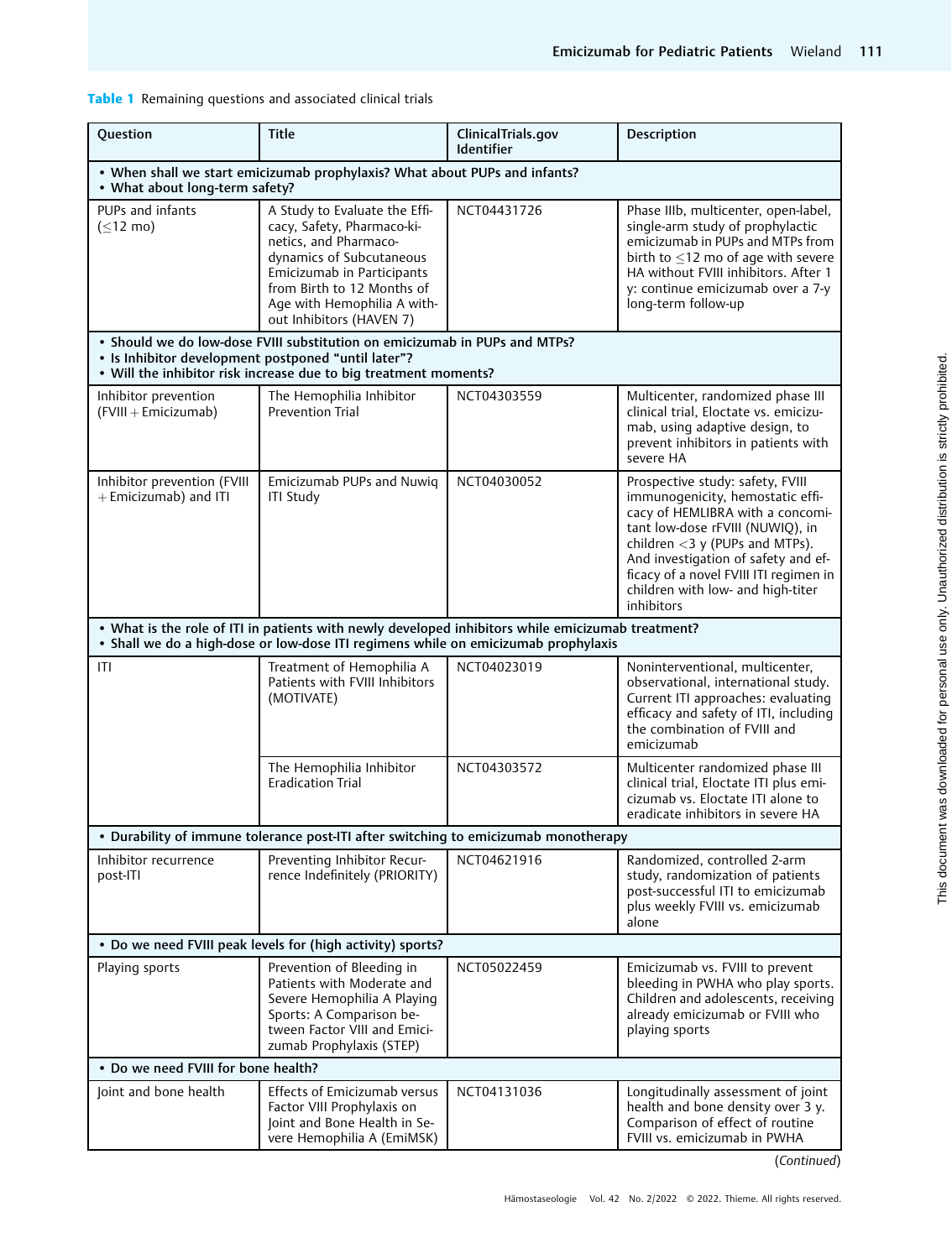**Table 1** Remaining questions and associated clinical trials

| Question | Title | ClinicalTrials.gov Identifier | Description |
|---|---|---|---|
| • When shall we start emicizumab prophylaxis? What about PUPs and infants? • What about long-term safety? | | | |
| PUPs and infants (≤12 mo) | A Study to Evaluate the Efficacy, Safety, Pharmaco-kinetics, and Pharmacodynamics of Subcutaneous Emicizumab in Participants from Birth to 12 Months of Age with Hemophilia A without Inhibitors (HAVEN 7) | NCT04431726 | Phase IIIb, multicenter, open-label, single-arm study of prophylactic emicizumab in PUPs and MTPs from birth to ≤12 mo of age with severe HA without FVIII inhibitors. After 1 y: continue emicizumab over a 7-y long-term follow-up |
| • Should we do low-dose FVIII substitution on emicizumab in PUPs and MTPs? • Is Inhibitor development postponed "until later"? • Will the inhibitor risk increase due to big treatment moments? | | | |
| Inhibitor prevention (FVIII + Emicizumab) | The Hemophilia Inhibitor Prevention Trial | NCT04303559 | Multicenter, randomized phase III clinical trial, Eloctate vs. emicizumab, using adaptive design, to prevent inhibitors in patients with severe HA |
| Inhibitor prevention (FVIII + Emicizumab) and ITI | Emicizumab PUPs and Nuwiq ITI Study | NCT04030052 | Prospective study: safety, FVIII immunogenicity, hemostatic efficacy of HEMLIBRA with a concomitant low-dose rFVIII (NUWIQ), in children <3 y (PUPs and MTPs). And investigation of safety and efficacy of a novel FVIII ITI regimen in children with low- and high-titer inhibitors |
| • What is the role of ITI in patients with newly developed inhibitors while emicizumab treatment? • Shall we do a high-dose or low-dose ITI regimens while on emicizumab prophylaxis | | | |
| ITI | Treatment of Hemophilia A Patients with FVIII Inhibitors (MOTIVATE) | NCT04023019 | Noninterventional, multicenter, observational, international study. Current ITI approaches: evaluating efficacy and safety of ITI, including the combination of FVIII and emicizumab |
| | The Hemophilia Inhibitor Eradication Trial | NCT04303572 | Multicenter randomized phase III clinical trial, Eloctate ITI plus emicizumab vs. Eloctate ITI alone to eradicate inhibitors in severe HA |
| • Durability of immune tolerance post-ITI after switching to emicizumab monotherapy | | | |
| Inhibitor recurrence post-ITI | Preventing Inhibitor Recurrence Indefinitely (PRIORITY) | NCT04621916 | Randomized, controlled 2-arm study, randomization of patients post-successful ITI to emicizumab plus weekly FVIII vs. emicizumab alone |
| • Do we need FVIII peak levels for (high activity) sports? | | | |
| Playing sports | Prevention of Bleeding in Patients with Moderate and Severe Hemophilia A Playing Sports: A Comparison between Factor VIII and Emicizumab Prophylaxis (STEP) | NCT05022459 | Emicizumab vs. FVIII to prevent bleeding in PWHA who play sports. Children and adolescents, receiving already emicizumab or FVIII who playing sports |
| • Do we need FVIII for bone health? | | | |
| Joint and bone health | Effects of Emicizumab versus Factor VIII Prophylaxis on Joint and Bone Health in Severe Hemophilia A (EmiMSK) | NCT04131036 | Longitudinally assessment of joint health and bone density over 3 y. Comparison of effect of routine FVIII vs. emicizumab in PWHA |

(*Continued*)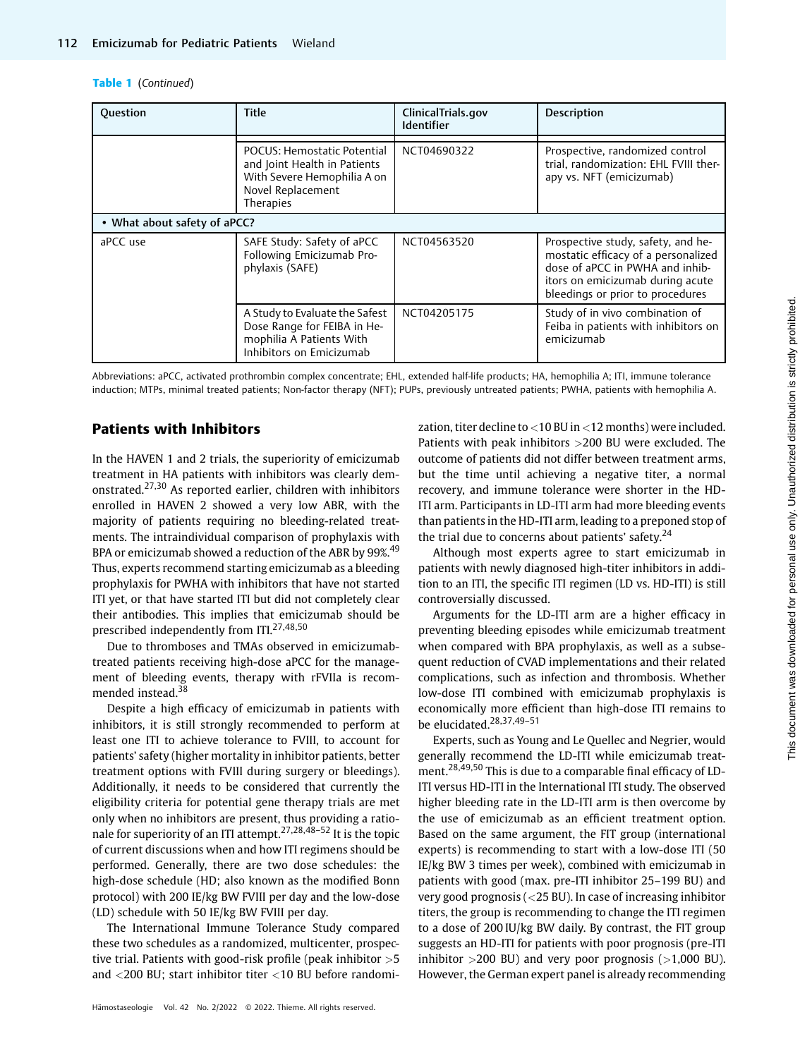**Table 1** (*Continued*)

| Question | Title | ClinicalTrials.gov Identifier | Description |
|---|---|---|---|
| | POCUS: Hemostatic Potential and Joint Health in Patients With Severe Hemophilia A on Novel Replacement Therapies | NCT04690322 | Prospective, randomized control trial, randomization: EHL FVIII therapy vs. NFT (emicizumab) |
| • **What about safety of aPCC?** | | | |
| aPCC use | SAFE Study: Safety of aPCC Following Emicizumab Prophylaxis (SAFE) | NCT04563520 | Prospective study, safety, and hemostatic efficacy of a personalized dose of aPCC in PWHA and inhibitors on emicizumab during acute bleedings or prior to procedures |
| | A Study to Evaluate the Safest Dose Range for FEIBA in Hemophilia A Patients With Inhibitors on Emicizumab | NCT04205175 | Study of in vivo combination of Feiba in patients with inhibitors on emicizumab |

Abbreviations: aPCC, activated prothrombin complex concentrate; EHL, extended half-life products; HA, hemophilia A; ITI, immune tolerance induction; MTPs, minimal treated patients; Non-factor therapy (NFT); PUPs, previously untreated patients; PWHA, patients with hemophilia A.

## Patients with Inhibitors

In the HAVEN 1 and 2 trials, the superiority of emicizumab treatment in HA patients with inhibitors was clearly demonstrated.[27,30] As reported earlier, children with inhibitors enrolled in HAVEN 2 showed a very low ABR, with the majority of patients requiring no bleeding-related treatments. The intraindividual comparison of prophylaxis with BPA or emicizumab showed a reduction of the ABR by 99%.[49] Thus, experts recommend starting emicizumab as a bleeding prophylaxis for PWHA with inhibitors that have not started ITI yet, or that have started ITI but did not completely clear their antibodies. This implies that emicizumab should be prescribed independently from ITI.[27,48,50]

Due to thromboses and TMAs observed in emicizumab-treated patients receiving high-dose aPCC for the management of bleeding events, therapy with rFVIIa is recommended instead.[38]

Despite a high efficacy of emicizumab in patients with inhibitors, it is still strongly recommended to perform at least one ITI to achieve tolerance to FVIII, to account for patients' safety (higher mortality in inhibitor patients, better treatment options with FVIII during surgery or bleedings). Additionally, it needs to be considered that currently the eligibility criteria for potential gene therapy trials are met only when no inhibitors are present, thus providing a rationale for superiority of an ITI attempt.[27,28,48–52] It is the topic of current discussions when and how ITI regimens should be performed. Generally, there are two dose schedules: the high-dose schedule (HD; also known as the modified Bonn protocol) with 200 IE/kg BW FVIII per day and the low-dose (LD) schedule with 50 IE/kg BW FVIII per day.

The International Immune Tolerance Study compared these two schedules as a randomized, multicenter, prospective trial. Patients with good-risk profile (peak inhibitor >5 and <200 BU; start inhibitor titer <10 BU before randomization, titer decline to <10 BU in <12 months) were included. Patients with peak inhibitors >200 BU were excluded. The outcome of patients did not differ between treatment arms, but the time until achieving a negative titer, a normal recovery, and immune tolerance were shorter in the HD-ITI arm. Participants in LD-ITI arm had more bleeding events than patients in the HD-ITI arm, leading to a preponed stop of the trial due to concerns about patients' safety.[24]

Although most experts agree to start emicizumab in patients with newly diagnosed high-titer inhibitors in addition to an ITI, the specific ITI regimen (LD vs. HD-ITI) is still controversially discussed.

Arguments for the LD-ITI arm are a higher efficacy in preventing bleeding episodes while emicizumab treatment when compared with BPA prophylaxis, as well as a subsequent reduction of CVAD implementations and their related complications, such as infection and thrombosis. Whether low-dose ITI combined with emicizumab prophylaxis is economically more efficient than high-dose ITI remains to be elucidated.[28,37,49–51]

Experts, such as Young and Le Quellec and Negrier, would generally recommend the LD-ITI while emicizumab treatment.[28,49,50] This is due to a comparable final efficacy of LD-ITI versus HD-ITI in the International ITI study. The observed higher bleeding rate in the LD-ITI arm is then overcome by the use of emicizumab as an efficient treatment option. Based on the same argument, the FIT group (international experts) is recommending to start with a low-dose ITI (50 IE/kg BW 3 times per week), combined with emicizumab in patients with good (max. pre-ITI inhibitor 25–199 BU) and very good prognosis (<25 BU). In case of increasing inhibitor titers, the group is recommending to change the ITI regimen to a dose of 200 IU/kg BW daily. By contrast, the FIT group suggests an HD-ITI for patients with poor prognosis (pre-ITI inhibitor >200 BU) and very poor prognosis (>1,000 BU). However, the German expert panel is already recommending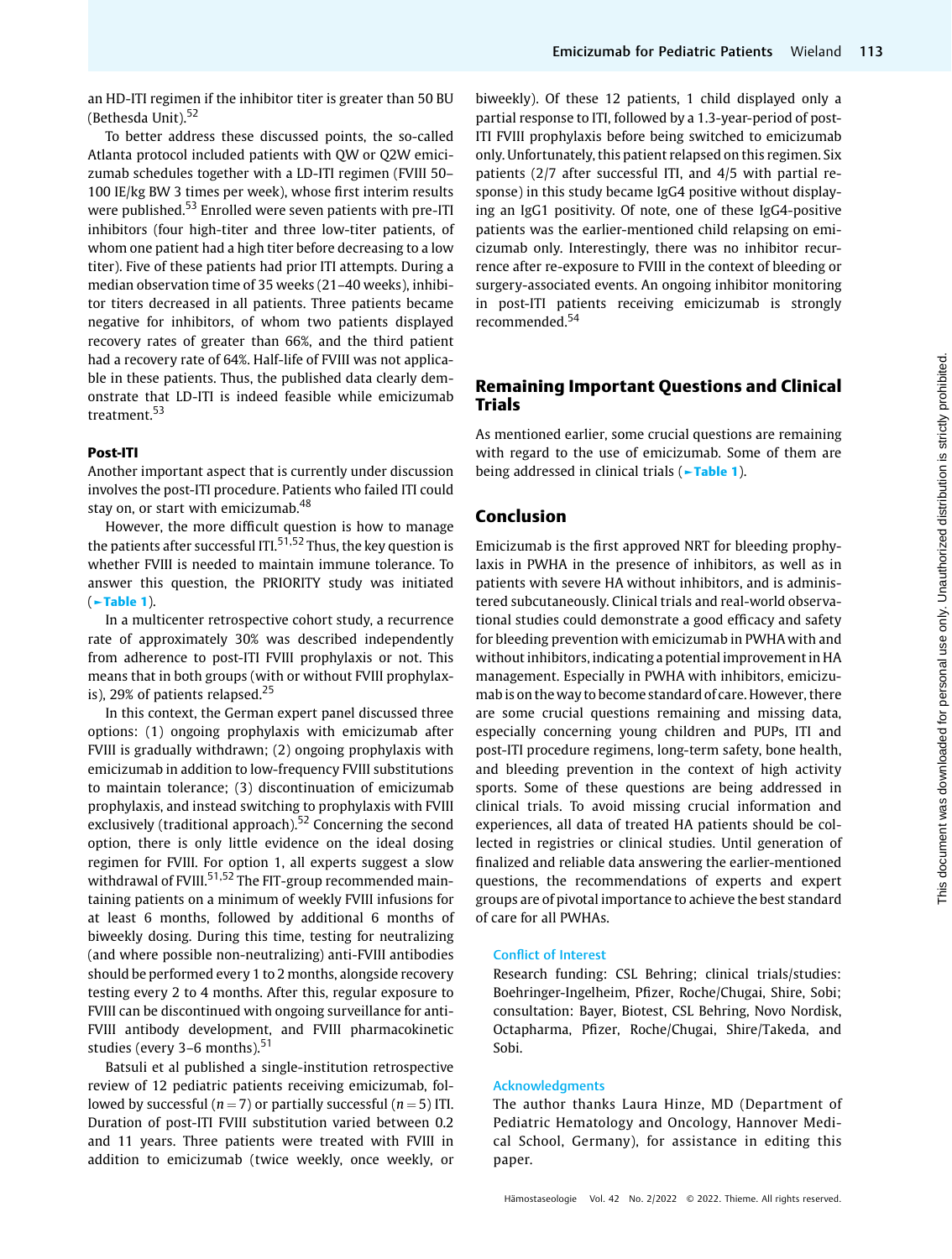an HD-ITI regimen if the inhibitor titer is greater than 50 BU (Bethesda Unit).[52]

To better address these discussed points, the so-called Atlanta protocol included patients with QW or Q2W emicizumab schedules together with a LD-ITI regimen (FVIII 50–100 IE/kg BW 3 times per week), whose first interim results were published.[53] Enrolled were seven patients with pre-ITI inhibitors (four high-titer and three low-titer patients, of whom one patient had a high titer before decreasing to a low titer). Five of these patients had prior ITI attempts. During a median observation time of 35 weeks (21–40 weeks), inhibitor titers decreased in all patients. Three patients became negative for inhibitors, of whom two patients displayed recovery rates of greater than 66%, and the third patient had a recovery rate of 64%. Half-life of FVIII was not applicable in these patients. Thus, the published data clearly demonstrate that LD-ITI is indeed feasible while emicizumab treatment.[53]

### Post-ITI

Another important aspect that is currently under discussion involves the post-ITI procedure. Patients who failed ITI could stay on, or start with emicizumab.[48]

However, the more difficult question is how to manage the patients after successful ITI.[51,52] Thus, the key question is whether FVIII is needed to maintain immune tolerance. To answer this question, the PRIORITY study was initiated (►Table 1).

In a multicenter retrospective cohort study, a recurrence rate of approximately 30% was described independently from adherence to post-ITI FVIII prophylaxis or not. This means that in both groups (with or without FVIII prophylaxis), 29% of patients relapsed.[25]

In this context, the German expert panel discussed three options: (1) ongoing prophylaxis with emicizumab after FVIII is gradually withdrawn; (2) ongoing prophylaxis with emicizumab in addition to low-frequency FVIII substitutions to maintain tolerance; (3) discontinuation of emicizumab prophylaxis, and instead switching to prophylaxis with FVIII exclusively (traditional approach).[52] Concerning the second option, there is only little evidence on the ideal dosing regimen for FVIII. For option 1, all experts suggest a slow withdrawal of FVIII.[51,52] The FIT-group recommended maintaining patients on a minimum of weekly FVIII infusions for at least 6 months, followed by additional 6 months of biweekly dosing. During this time, testing for neutralizing (and where possible non-neutralizing) anti-FVIII antibodies should be performed every 1 to 2 months, alongside recovery testing every 2 to 4 months. After this, regular exposure to FVIII can be discontinued with ongoing surveillance for anti-FVIII antibody development, and FVIII pharmacokinetic studies (every 3–6 months).[51]

Batsuli et al published a single-institution retrospective review of 12 pediatric patients receiving emicizumab, followed by successful ($n = 7$) or partially successful ($n = 5$) ITI. Duration of post-ITI FVIII substitution varied between 0.2 and 11 years. Three patients were treated with FVIII in addition to emicizumab (twice weekly, once weekly, or biweekly). Of these 12 patients, 1 child displayed only a partial response to ITI, followed by a 1.3-year-period of post-ITI FVIII prophylaxis before being switched to emicizumab only. Unfortunately, this patient relapsed on this regimen. Six patients (2/7 after successful ITI, and 4/5 with partial response) in this study became IgG4 positive without displaying an IgG1 positivity. Of note, one of these IgG4-positive patients was the earlier-mentioned child relapsing on emicizumab only. Interestingly, there was no inhibitor recurrence after re-exposure to FVIII in the context of bleeding or surgery-associated events. An ongoing inhibitor monitoring in post-ITI patients receiving emicizumab is strongly recommended.[54]

## Remaining Important Questions and Clinical Trials

As mentioned earlier, some crucial questions are remaining with regard to the use of emicizumab. Some of them are being addressed in clinical trials (►Table 1).

## Conclusion

Emicizumab is the first approved NRT for bleeding prophylaxis in PWHA in the presence of inhibitors, as well as in patients with severe HA without inhibitors, and is administered subcutaneously. Clinical trials and real-world observational studies could demonstrate a good efficacy and safety for bleeding prevention with emicizumab in PWHA with and without inhibitors, indicating a potential improvement in HA management. Especially in PWHA with inhibitors, emicizumab is on the way to become standard of care. However, there are some crucial questions remaining and missing data, especially concerning young children and PUPs, ITI and post-ITI procedure regimens, long-term safety, bone health, and bleeding prevention in the context of high activity sports. Some of these questions are being addressed in clinical trials. To avoid missing crucial information and experiences, all data of treated HA patients should be collected in registries or clinical studies. Until generation of finalized and reliable data answering the earlier-mentioned questions, the recommendations of experts and expert groups are of pivotal importance to achieve the best standard of care for all PWHAs.

**Conflict of Interest**
Research funding: CSL Behring; clinical trials/studies: Boehringer-Ingelheim, Pfizer, Roche/Chugai, Shire, Sobi; consultation: Bayer, Biotest, CSL Behring, Novo Nordisk, Octapharma, Pfizer, Roche/Chugai, Shire/Takeda, and Sobi.

**Acknowledgments**
The author thanks Laura Hinze, MD (Department of Pediatric Hematology and Oncology, Hannover Medical School, Germany), for assistance in editing this paper.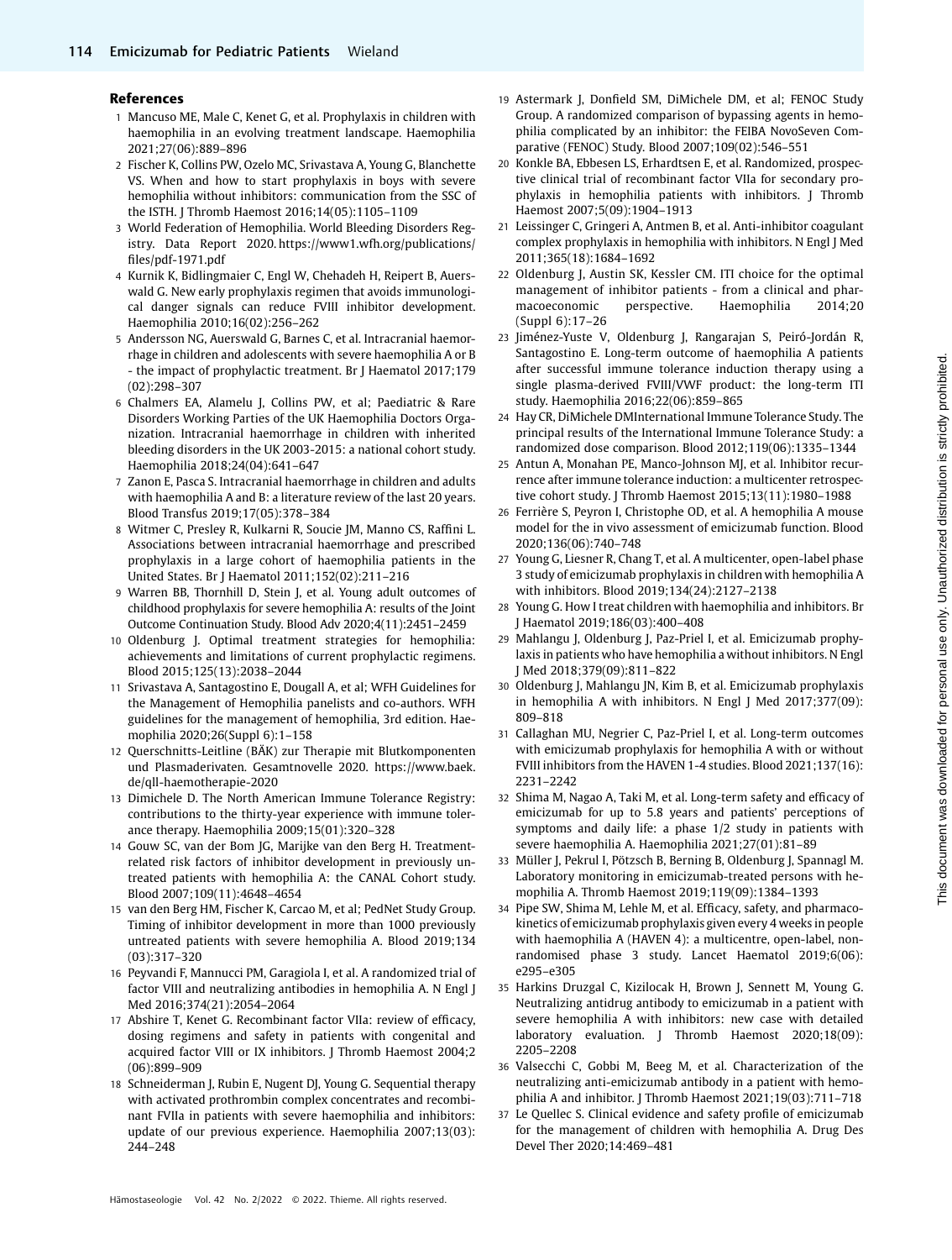## References

1. Mancuso ME, Male C, Kenet G, et al. Prophylaxis in children with haemophilia in an evolving treatment landscape. Haemophilia 2021;27(06):889–896
2. Fischer K, Collins PW, Ozelo MC, Srivastava A, Young G, Blanchette VS. When and how to start prophylaxis in boys with severe hemophilia without inhibitors: communication from the SSC of the ISTH. J Thromb Haemost 2016;14(05):1105–1109
3. World Federation of Hemophilia. World Bleeding Disorders Registry. Data Report 2020. https://www1.wfh.org/publications/files/pdf-1971.pdf
4. Kurnik K, Bidlingmaier C, Engl W, Chehadeh H, Reipert B, Auerswald G. New early prophylaxis regimen that avoids immunological danger signals can reduce FVIII inhibitor development. Haemophilia 2010;16(02):256–262
5. Andersson NG, Auerswald G, Barnes C, et al. Intracranial haemorrhage in children and adolescents with severe haemophilia A or B - the impact of prophylactic treatment. Br J Haematol 2017;179(02):298–307
6. Chalmers EA, Alamelu J, Collins PW, et al; Paediatric & Rare Disorders Working Parties of the UK Haemophilia Doctors Organization. Intracranial haemorrhage in children with inherited bleeding disorders in the UK 2003-2015: a national cohort study. Haemophilia 2018;24(04):641–647
7. Zanon E, Pasca S. Intracranial haemorrhage in children and adults with haemophilia A and B: a literature review of the last 20 years. Blood Transfus 2019;17(05):378–384
8. Witmer C, Presley R, Kulkarni R, Soucie JM, Manno CS, Raffini L. Associations between intracranial haemorrhage and prescribed prophylaxis in a large cohort of haemophilia patients in the United States. Br J Haematol 2011;152(02):211–216
9. Warren BB, Thornhill D, Stein J, et al. Young adult outcomes of childhood prophylaxis for severe hemophilia A: results of the Joint Outcome Continuation Study. Blood Adv 2020;4(11):2451–2459
10. Oldenburg J. Optimal treatment strategies for hemophilia: achievements and limitations of current prophylactic regimens. Blood 2015;125(13):2038–2044
11. Srivastava A, Santagostino E, Dougall A, et al; WFH Guidelines for the Management of Hemophilia panelists and co-authors. WFH guidelines for the management of hemophilia, 3rd edition. Haemophilia 2020;26(Suppl 6):1–158
12. Querschnitts-Leitline (BÄK) zur Therapie mit Blutkomponenten und Plasmaderivaten. Gesamtnovelle 2020. https://www.baek.de/qll-haemotherapie-2020
13. Dimichele D. The North American Immune Tolerance Registry: contributions to the thirty-year experience with immune tolerance therapy. Haemophilia 2009;15(01):320–328
14. Gouw SC, van der Bom JG, Marijke van den Berg H. Treatment-related risk factors of inhibitor development in previously untreated patients with hemophilia A: the CANAL Cohort study. Blood 2007;109(11):4648–4654
15. van den Berg HM, Fischer K, Carcao M, et al; PedNet Study Group. Timing of inhibitor development in more than 1000 previously untreated patients with severe hemophilia A. Blood 2019;134(03):317–320
16. Peyvandi F, Mannucci PM, Garagiola I, et al. A randomized trial of factor VIII and neutralizing antibodies in hemophilia A. N Engl J Med 2016;374(21):2054–2064
17. Abshire T, Kenet G. Recombinant factor VIIa: review of efficacy, dosing regimens and safety in patients with congenital and acquired factor VIII or IX inhibitors. J Thromb Haemost 2004;2(06):899–909
18. Schneiderman J, Rubin E, Nugent DJ, Young G. Sequential therapy with activated prothrombin complex concentrates and recombinant FVIIa in patients with severe haemophilia and inhibitors: update of our previous experience. Haemophilia 2007;13(03):244–248
19. Astermark J, Donfield SM, DiMichele DM, et al; FENOC Study Group. A randomized comparison of bypassing agents in hemophilia complicated by an inhibitor: the FEIBA NovoSeven Comparative (FENOC) Study. Blood 2007;109(02):546–551
20. Konkle BA, Ebbesen LS, Erhardtsen E, et al. Randomized, prospective clinical trial of recombinant factor VIIa for secondary prophylaxis in hemophilia patients with inhibitors. J Thromb Haemost 2007;5(09):1904–1913
21. Leissinger C, Gringeri A, Antmen B, et al. Anti-inhibitor coagulant complex prophylaxis in hemophilia with inhibitors. N Engl J Med 2011;365(18):1684–1692
22. Oldenburg J, Austin SK, Kessler CM. ITI choice for the optimal management of inhibitor patients - from a clinical and pharmacoeconomic perspective. Haemophilia 2014;20(Suppl 6):17–26
23. Jiménez-Yuste V, Oldenburg J, Rangarajan S, Peiró-Jordán R, Santagostino E. Long-term outcome of haemophilia A patients after successful immune tolerance induction therapy using a single plasma-derived FVIII/VWF product: the long-term ITI study. Haemophilia 2016;22(06):859–865
24. Hay CR, DiMichele DMInternational Immune Tolerance Study. The principal results of the International Immune Tolerance Study: a randomized dose comparison. Blood 2012;119(06):1335–1344
25. Antun A, Monahan PE, Manco-Johnson MJ, et al. Inhibitor recurrence after immune tolerance induction: a multicenter retrospective cohort study. J Thromb Haemost 2015;13(11):1980–1988
26. Ferrière S, Peyron I, Christophe OD, et al. A hemophilia A mouse model for the in vivo assessment of emicizumab function. Blood 2020;136(06):740–748
27. Young G, Liesner R, Chang T, et al. A multicenter, open-label phase 3 study of emicizumab prophylaxis in children with hemophilia A with inhibitors. Blood 2019;134(24):2127–2138
28. Young G. How I treat children with haemophilia and inhibitors. Br J Haematol 2019;186(03):400–408
29. Mahlangu J, Oldenburg J, Paz-Priel I, et al. Emicizumab prophylaxis in patients who have hemophilia a without inhibitors. N Engl J Med 2018;379(09):811–822
30. Oldenburg J, Mahlangu JN, Kim B, et al. Emicizumab prophylaxis in hemophilia A with inhibitors. N Engl J Med 2017;377(09):809–818
31. Callaghan MU, Negrier C, Paz-Priel I, et al. Long-term outcomes with emicizumab prophylaxis for hemophilia A with or without FVIII inhibitors from the HAVEN 1-4 studies. Blood 2021;137(16):2231–2242
32. Shima M, Nagao A, Taki M, et al. Long-term safety and efficacy of emicizumab for up to 5.8 years and patients' perceptions of symptoms and daily life: a phase 1/2 study in patients with severe haemophilia A. Haemophilia 2021;27(01):81–89
33. Müller J, Pekrul I, Pötzsch B, Berning B, Oldenburg J, Spannagl M. Laboratory monitoring in emicizumab-treated persons with hemophilia A. Thromb Haemost 2019;119(09):1384–1393
34. Pipe SW, Shima M, Lehle M, et al. Efficacy, safety, and pharmacokinetics of emicizumab prophylaxis given every 4 weeks in people with haemophilia A (HAVEN 4): a multicentre, open-label, non-randomised phase 3 study. Lancet Haematol 2019;6(06):e295–e305
35. Harkins Druzgal C, Kizilocak H, Brown J, Sennett M, Young G. Neutralizing antidrug antibody to emicizumab in a patient with severe hemophilia A with inhibitors: new case with detailed laboratory evaluation. J Thromb Haemost 2020;18(09):2205–2208
36. Valsecchi C, Gobbi M, Beeg M, et al. Characterization of the neutralizing anti-emicizumab antibody in a patient with hemophilia A and inhibitor. J Thromb Haemost 2021;19(03):711–718
37. Le Quellec S. Clinical evidence and safety profile of emicizumab for the management of children with hemophilia A. Drug Des Devel Ther 2020;14:469–481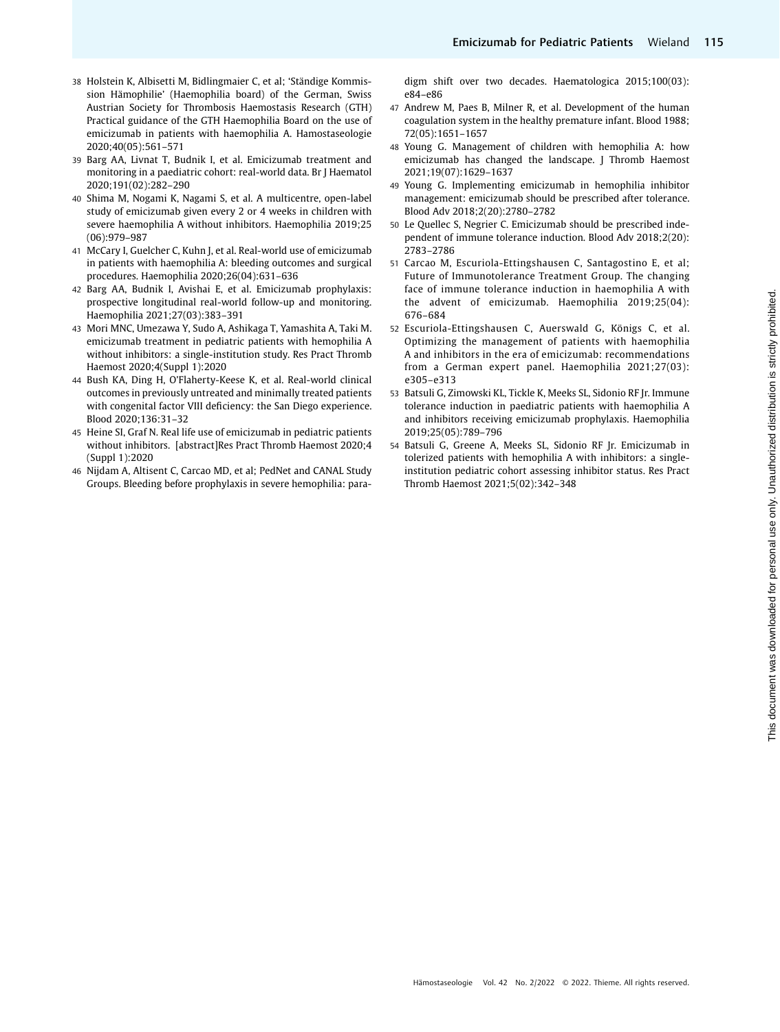38 Holstein K, Albisetti M, Bidlingmaier C, et al; 'Ständige Kommission Hämophilie' (Haemophilia board) of the German, Swiss Austrian Society for Thrombosis Haemostasis Research (GTH) Practical guidance of the GTH Haemophilia Board on the use of emicizumab in patients with haemophilia A. Hamostaseologie 2020;40(05):561–571

39 Barg AA, Livnat T, Budnik I, et al. Emicizumab treatment and monitoring in a paediatric cohort: real-world data. Br J Haematol 2020;191(02):282–290

40 Shima M, Nogami K, Nagami S, et al. A multicentre, open-label study of emicizumab given every 2 or 4 weeks in children with severe haemophilia A without inhibitors. Haemophilia 2019;25 (06):979–987

41 McCary I, Guelcher C, Kuhn J, et al. Real-world use of emicizumab in patients with haemophilia A: bleeding outcomes and surgical procedures. Haemophilia 2020;26(04):631–636

42 Barg AA, Budnik I, Avishai E, et al. Emicizumab prophylaxis: prospective longitudinal real-world follow-up and monitoring. Haemophilia 2021;27(03):383–391

43 Mori MNC, Umezawa Y, Sudo A, Ashikaga T, Yamashita A, Taki M. emicizumab treatment in pediatric patients with hemophilia A without inhibitors: a single-institution study. Res Pract Thromb Haemost 2020;4(Suppl 1):2020

44 Bush KA, Ding H, O'Flaherty-Keese K, et al. Real-world clinical outcomes in previously untreated and minimally treated patients with congenital factor VIII deficiency: the San Diego experience. Blood 2020;136:31–32

45 Heine SI, Graf N. Real life use of emicizumab in pediatric patients without inhibitors. [abstract]Res Pract Thromb Haemost 2020;4 (Suppl 1):2020

46 Nijdam A, Altisent C, Carcao MD, et al; PedNet and CANAL Study Groups. Bleeding before prophylaxis in severe hemophilia: paradigm shift over two decades. Haematologica 2015;100(03): e84–e86

47 Andrew M, Paes B, Milner R, et al. Development of the human coagulation system in the healthy premature infant. Blood 1988; 72(05):1651–1657

48 Young G. Management of children with hemophilia A: how emicizumab has changed the landscape. J Thromb Haemost 2021;19(07):1629–1637

49 Young G. Implementing emicizumab in hemophilia inhibitor management: emicizumab should be prescribed after tolerance. Blood Adv 2018;2(20):2780–2782

50 Le Quellec S, Negrier C. Emicizumab should be prescribed independent of immune tolerance induction. Blood Adv 2018;2(20): 2783–2786

51 Carcao M, Escuriola-Ettingshausen C, Santagostino E, et al; Future of Immunotolerance Treatment Group. The changing face of immune tolerance induction in haemophilia A with the advent of emicizumab. Haemophilia 2019;25(04): 676–684

52 Escuriola-Ettingshausen C, Auerswald G, Königs C, et al. Optimizing the management of patients with haemophilia A and inhibitors in the era of emicizumab: recommendations from a German expert panel. Haemophilia 2021;27(03): e305–e313

53 Batsuli G, Zimowski KL, Tickle K, Meeks SL, Sidonio RF Jr. Immune tolerance induction in paediatric patients with haemophilia A and inhibitors receiving emicizumab prophylaxis. Haemophilia 2019;25(05):789–796

54 Batsuli G, Greene A, Meeks SL, Sidonio RF Jr. Emicizumab in tolerized patients with hemophilia A with inhibitors: a single-institution pediatric cohort assessing inhibitor status. Res Pract Thromb Haemost 2021;5(02):342–348